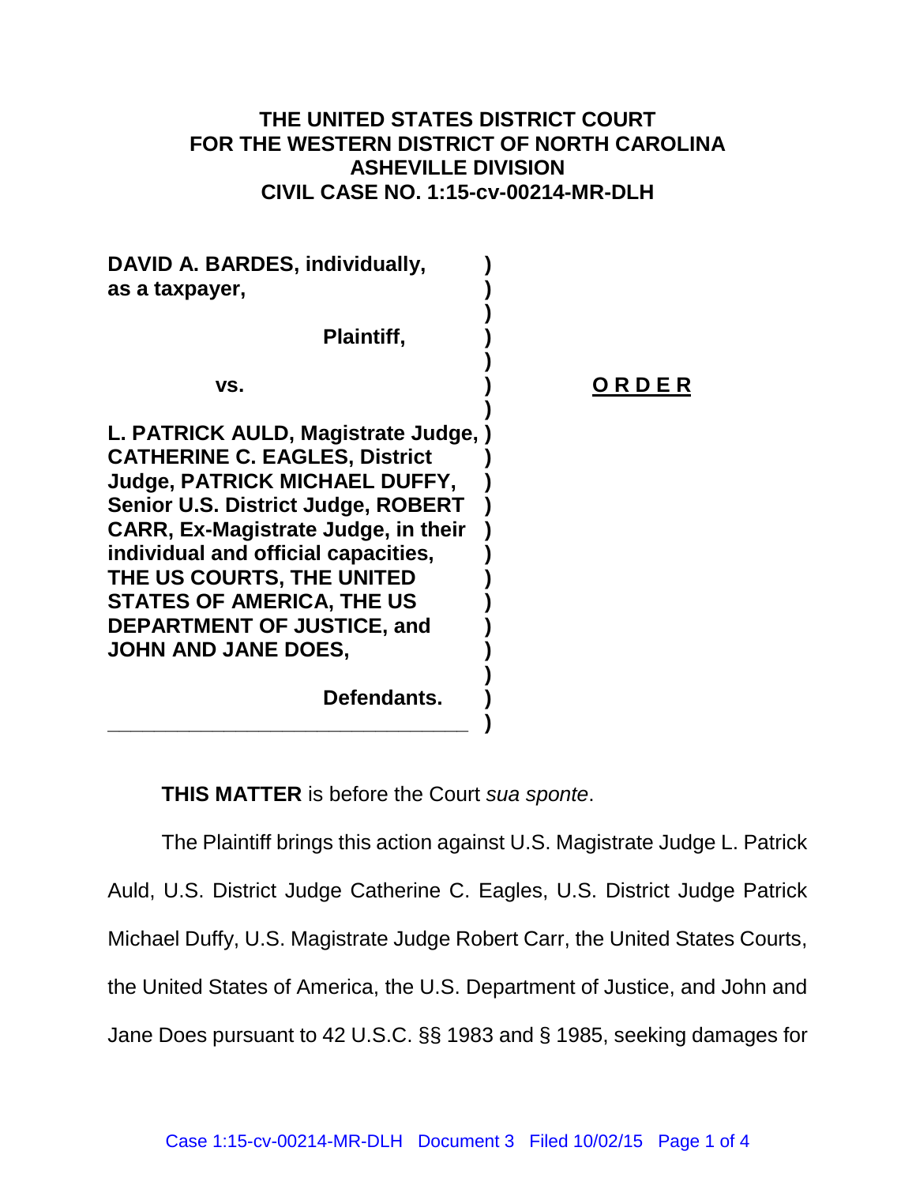# THE UNITED STATES DISTRICT COURT FOR THE WESTERN DISTRICT OF NORTH CAROLINA ASHEVILLE DIVISION CIVIL CASE NO. 1:15-cv-00214-MR-DLH

**DAVID A. BARDES, individually, as a taxpayer,**

**Plaintiff,**

**vs.**

**L. PATRICK AULD, Magistrate Judge, CATHERINE C. EAGLES, District Judge, PATRICK MICHAEL DUFFY, Senior U.S. District Judge, ROBERT CARR, Ex-Magistrate Judge, in their individual and official capacities, THE US COURTS, THE UNITED STATES OF AMERICA, THE US DEPARTMENT OF JUSTICE, and JOHN AND JANE DOES,**

**Defendants.**

**O R D E R**

**THIS MATTER** is before the Court *sua sponte*.

The Plaintiff brings this action against U.S. Magistrate Judge L. Patrick Auld, U.S. District Judge Catherine C. Eagles, U.S. District Judge Patrick Michael Duffy, U.S. Magistrate Judge Robert Carr, the United States Courts, the United States of America, the U.S. Department of Justice, and John and Jane Does pursuant to 42 U.S.C. §§ 1983 and § 1985, seeking damages for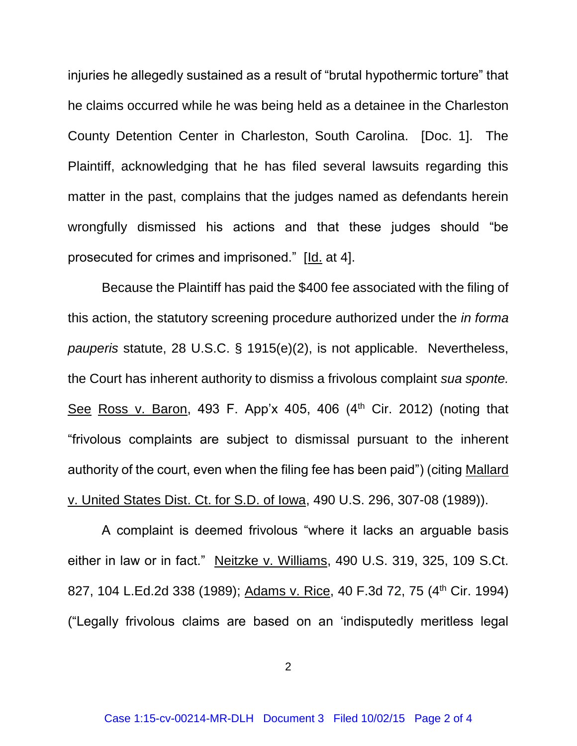injuries he allegedly sustained as a result of "brutal hypothermic torture" that he claims occurred while he was being held as a detainee in the Charleston County Detention Center in Charleston, South Carolina. [Doc. 1]. The Plaintiff, acknowledging that he has filed several lawsuits regarding this matter in the past, complains that the judges named as defendants herein wrongfully dismissed his actions and that these judges should "be prosecuted for crimes and imprisoned." [Id. at 4].

Because the Plaintiff has paid the $400 fee associated with the filing of this action, the statutory screening procedure authorized under the *in forma pauperis* statute, 28 U.S.C. § 1915(e)(2), is not applicable. Nevertheless, the Court has inherent authority to dismiss a frivolous complaint *sua sponte.* See Ross v. Baron, 493 F. App'x 405, 406 (4th Cir. 2012) (noting that "frivolous complaints are subject to dismissal pursuant to the inherent authority of the court, even when the filing fee has been paid") (citing Mallard v. United States Dist. Ct. for S.D. of Iowa, 490 U.S. 296, 307-08 (1989)).

A complaint is deemed frivolous "where it lacks an arguable basis either in law or in fact." Neitzke v. Williams, 490 U.S. 319, 325, 109 S.Ct. 827, 104 L.Ed.2d 338 (1989); Adams v. Rice, 40 F.3d 72, 75 (4th Cir. 1994) ("Legally frivolous claims are based on an 'indisputedly meritless legal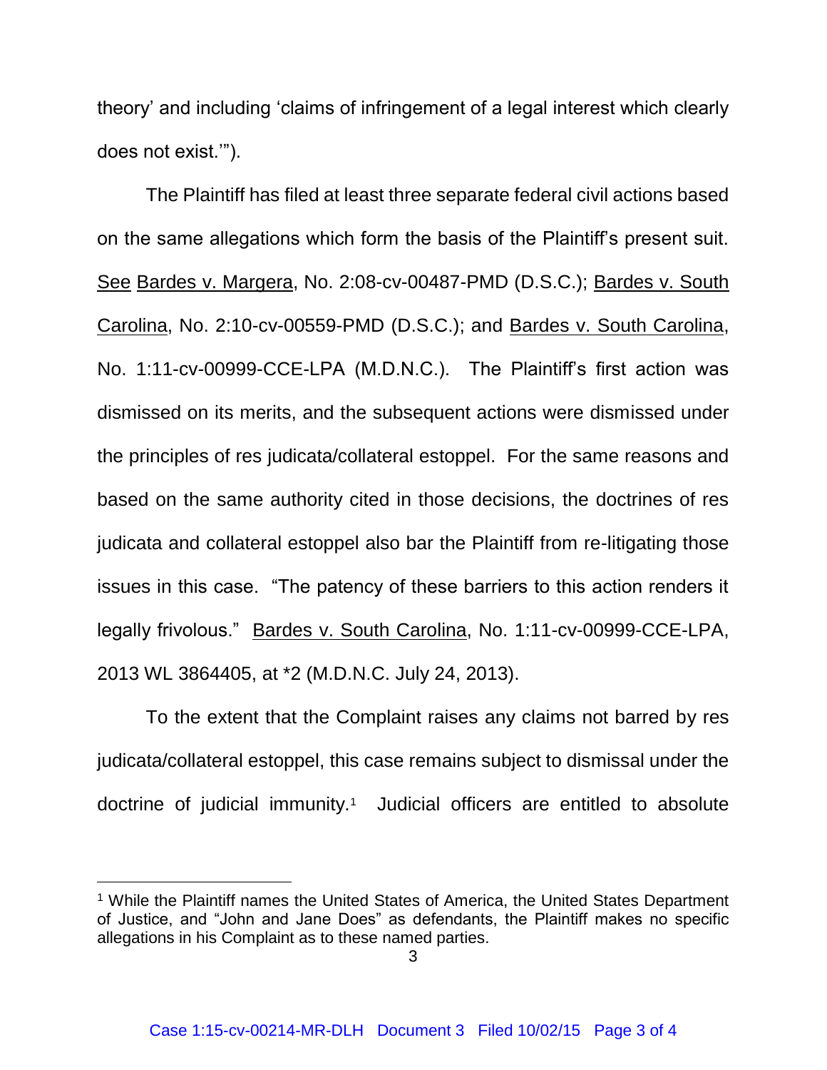theory' and including 'claims of infringement of a legal interest which clearly does not exist.'").

The Plaintiff has filed at least three separate federal civil actions based on the same allegations which form the basis of the Plaintiff's present suit. See Bardes v. Margera, No. 2:08-cv-00487-PMD (D.S.C.); Bardes v. South Carolina, No. 2:10-cv-00559-PMD (D.S.C.); and Bardes v. South Carolina, No. 1:11-cv-00999-CCE-LPA (M.D.N.C.). The Plaintiff's first action was dismissed on its merits, and the subsequent actions were dismissed under the principles of res judicata/collateral estoppel. For the same reasons and based on the same authority cited in those decisions, the doctrines of res judicata and collateral estoppel also bar the Plaintiff from re-litigating those issues in this case. "The patency of these barriers to this action renders it legally frivolous." Bardes v. South Carolina, No. 1:11-cv-00999-CCE-LPA, 2013 WL 3864405, at *2 (M.D.N.C. July 24, 2013).

To the extent that the Complaint raises any claims not barred by res judicata/collateral estoppel, this case remains subject to dismissal under the doctrine of judicial immunity.[1] Judicial officers are entitled to absolute

[1] While the Plaintiff names the United States of America, the United States Department of Justice, and "John and Jane Does" as defendants, the Plaintiff makes no specific allegations in his Complaint as to these named parties.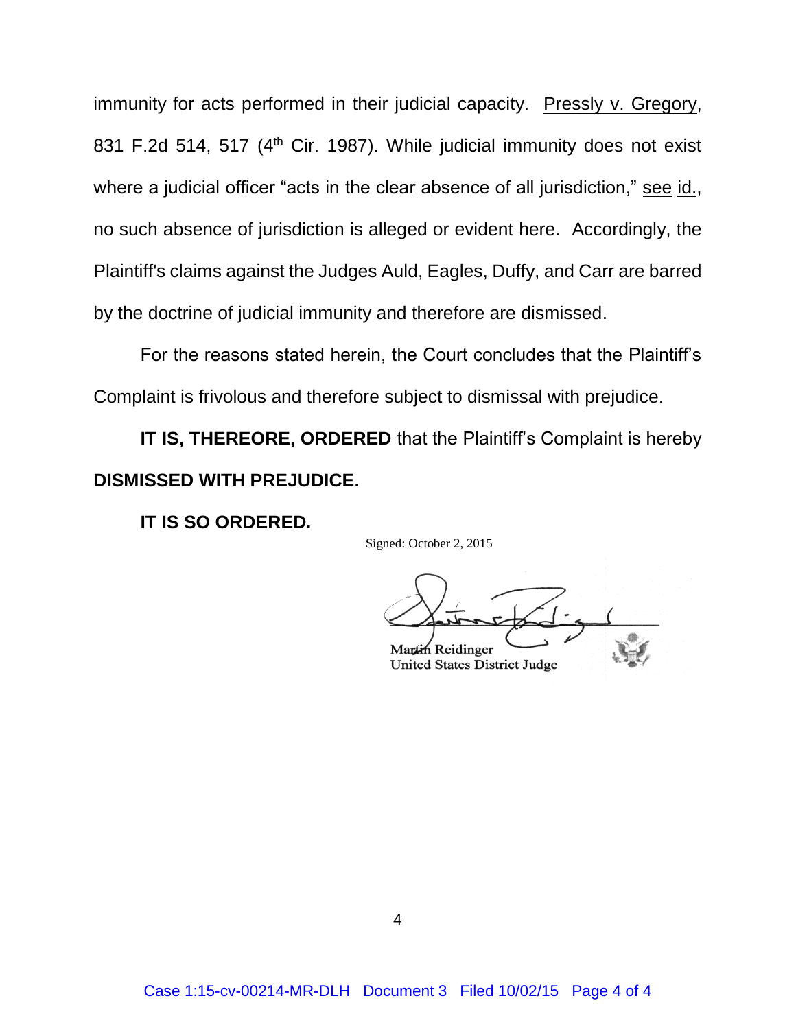immunity for acts performed in their judicial capacity. Pressly v. Gregory, 831 F.2d 514, 517 (4th Cir. 1987). While judicial immunity does not exist where a judicial officer "acts in the clear absence of all jurisdiction," see id., no such absence of jurisdiction is alleged or evident here. Accordingly, the Plaintiff's claims against the Judges Auld, Eagles, Duffy, and Carr are barred by the doctrine of judicial immunity and therefore are dismissed.

For the reasons stated herein, the Court concludes that the Plaintiff's Complaint is frivolous and therefore subject to dismissal with prejudice.

**IT IS, THEREORE, ORDERED** that the Plaintiff's Complaint is hereby **DISMISSED WITH PREJUDICE.**

**IT IS SO ORDERED.**

Signed: October 2, 2015

Martin Reidinger
United States District Judge